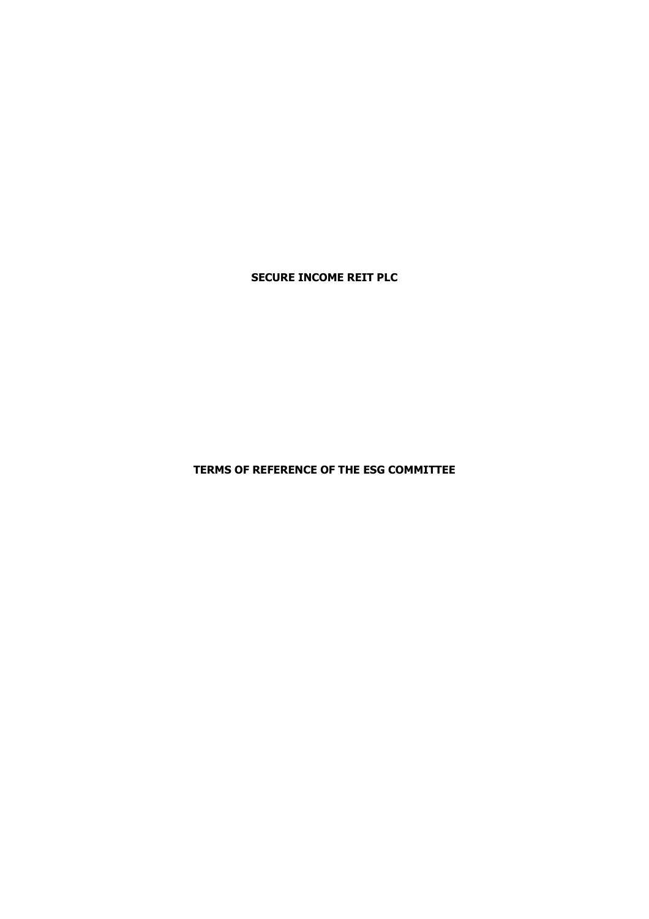# SECURE INCOME REIT PLC

## TERMS OF REFERENCE OF THE ESG COMMITTEE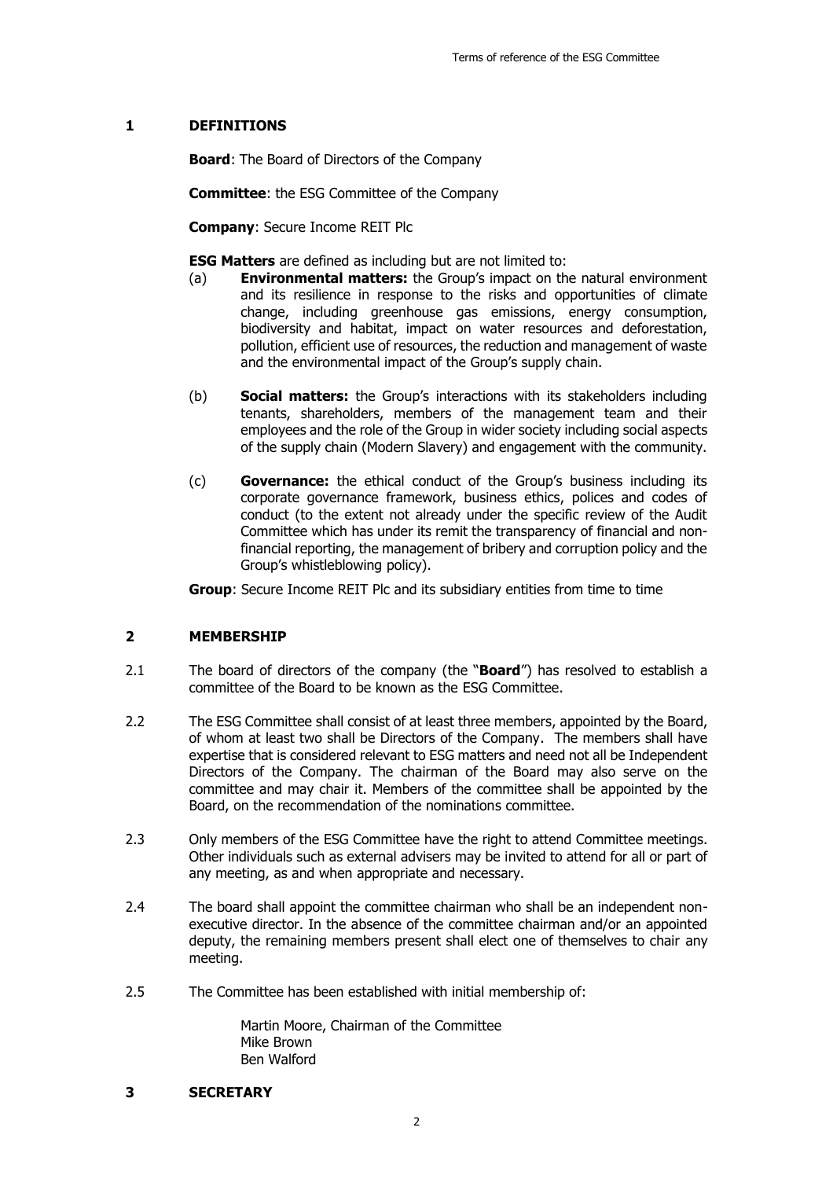## 1 DEFINITIONS

**Board**: The Board of Directors of the Company

**Committee**: the ESG Committee of the Company

**Company**: Secure Income REIT Plc

**ESG Matters** are defined as including but are not limited to:

(a) **Environmental matters:** the Group's impact on the natural environment and its resilience in response to the risks and opportunities of climate change, including greenhouse gas emissions, energy consumption, biodiversity and habitat, impact on water resources and deforestation, pollution, efficient use of resources, the reduction and management of waste and the environmental impact of the Group's supply chain.

(b) **Social matters:** the Group's interactions with its stakeholders including tenants, shareholders, members of the management team and their employees and the role of the Group in wider society including social aspects of the supply chain (Modern Slavery) and engagement with the community.

(c) **Governance:** the ethical conduct of the Group's business including its corporate governance framework, business ethics, polices and codes of conduct (to the extent not already under the specific review of the Audit Committee which has under its remit the transparency of financial and non-financial reporting, the management of bribery and corruption policy and the Group's whistleblowing policy).

**Group**: Secure Income REIT Plc and its subsidiary entities from time to time

## 2 MEMBERSHIP

2.1 The board of directors of the company (the "**Board**") has resolved to establish a committee of the Board to be known as the ESG Committee.

2.2 The ESG Committee shall consist of at least three members, appointed by the Board, of whom at least two shall be Directors of the Company. The members shall have expertise that is considered relevant to ESG matters and need not all be Independent Directors of the Company. The chairman of the Board may also serve on the committee and may chair it. Members of the committee shall be appointed by the Board, on the recommendation of the nominations committee.

2.3 Only members of the ESG Committee have the right to attend Committee meetings. Other individuals such as external advisers may be invited to attend for all or part of any meeting, as and when appropriate and necessary.

2.4 The board shall appoint the committee chairman who shall be an independent non-executive director. In the absence of the committee chairman and/or an appointed deputy, the remaining members present shall elect one of themselves to chair any meeting.

2.5 The Committee has been established with initial membership of:

Martin Moore, Chairman of the Committee
Mike Brown
Ben Walford

## 3 SECRETARY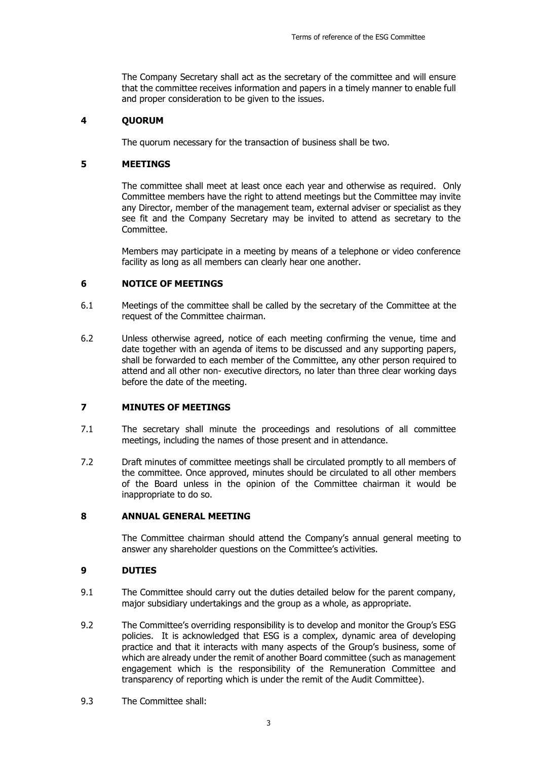The Company Secretary shall act as the secretary of the committee and will ensure that the committee receives information and papers in a timely manner to enable full and proper consideration to be given to the issues.

## 4 QUORUM

The quorum necessary for the transaction of business shall be two.

## 5 MEETINGS

The committee shall meet at least once each year and otherwise as required. Only Committee members have the right to attend meetings but the Committee may invite any Director, member of the management team, external adviser or specialist as they see fit and the Company Secretary may be invited to attend as secretary to the Committee.

Members may participate in a meeting by means of a telephone or video conference facility as long as all members can clearly hear one another.

## 6 NOTICE OF MEETINGS

6.1 Meetings of the committee shall be called by the secretary of the Committee at the request of the Committee chairman.

6.2 Unless otherwise agreed, notice of each meeting confirming the venue, time and date together with an agenda of items to be discussed and any supporting papers, shall be forwarded to each member of the Committee, any other person required to attend and all other non- executive directors, no later than three clear working days before the date of the meeting.

## 7 MINUTES OF MEETINGS

7.1 The secretary shall minute the proceedings and resolutions of all committee meetings, including the names of those present and in attendance.

7.2 Draft minutes of committee meetings shall be circulated promptly to all members of the committee. Once approved, minutes should be circulated to all other members of the Board unless in the opinion of the Committee chairman it would be inappropriate to do so.

## 8 ANNUAL GENERAL MEETING

The Committee chairman should attend the Company's annual general meeting to answer any shareholder questions on the Committee's activities.

## 9 DUTIES

9.1 The Committee should carry out the duties detailed below for the parent company, major subsidiary undertakings and the group as a whole, as appropriate.

9.2 The Committee's overriding responsibility is to develop and monitor the Group's ESG policies. It is acknowledged that ESG is a complex, dynamic area of developing practice and that it interacts with many aspects of the Group's business, some of which are already under the remit of another Board committee (such as management engagement which is the responsibility of the Remuneration Committee and transparency of reporting which is under the remit of the Audit Committee).

9.3 The Committee shall: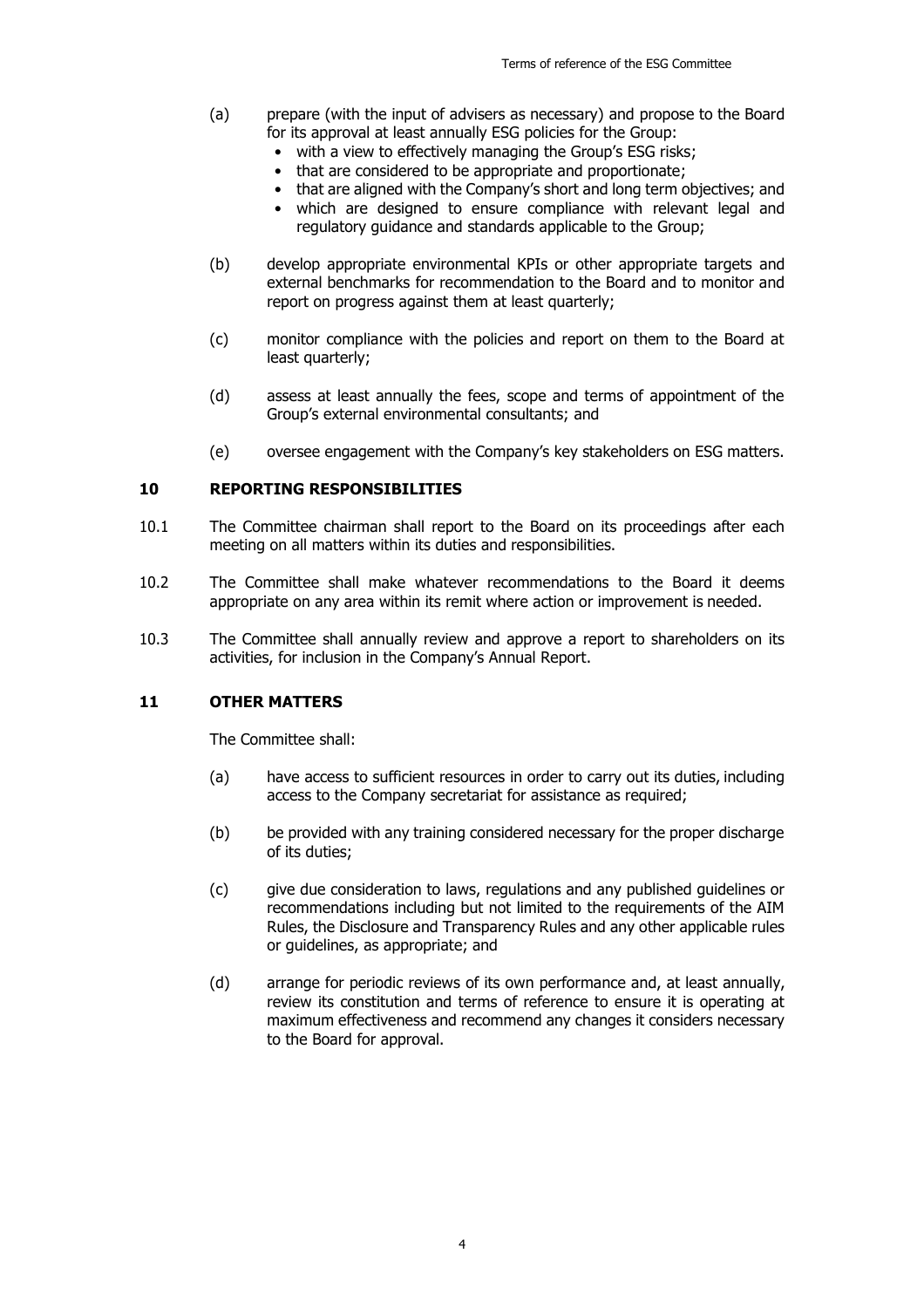(a) prepare (with the input of advisers as necessary) and propose to the Board for its approval at least annually ESG policies for the Group:
- with a view to effectively managing the Group's ESG risks;
- that are considered to be appropriate and proportionate;
- that are aligned with the Company's short and long term objectives; and
- which are designed to ensure compliance with relevant legal and regulatory guidance and standards applicable to the Group;

(b) develop appropriate environmental KPIs or other appropriate targets and external benchmarks for recommendation to the Board and to monitor and report on progress against them at least quarterly;

(c) monitor compliance with the policies and report on them to the Board at least quarterly;

(d) assess at least annually the fees, scope and terms of appointment of the Group's external environmental consultants; and

(e) oversee engagement with the Company's key stakeholders on ESG matters.

## 10 REPORTING RESPONSIBILITIES

10.1 The Committee chairman shall report to the Board on its proceedings after each meeting on all matters within its duties and responsibilities.

10.2 The Committee shall make whatever recommendations to the Board it deems appropriate on any area within its remit where action or improvement is needed.

10.3 The Committee shall annually review and approve a report to shareholders on its activities, for inclusion in the Company's Annual Report.

## 11 OTHER MATTERS

The Committee shall:

(a) have access to sufficient resources in order to carry out its duties, including access to the Company secretariat for assistance as required;

(b) be provided with any training considered necessary for the proper discharge of its duties;

(c) give due consideration to laws, regulations and any published guidelines or recommendations including but not limited to the requirements of the AIM Rules, the Disclosure and Transparency Rules and any other applicable rules or guidelines, as appropriate; and

(d) arrange for periodic reviews of its own performance and, at least annually, review its constitution and terms of reference to ensure it is operating at maximum effectiveness and recommend any changes it considers necessary to the Board for approval.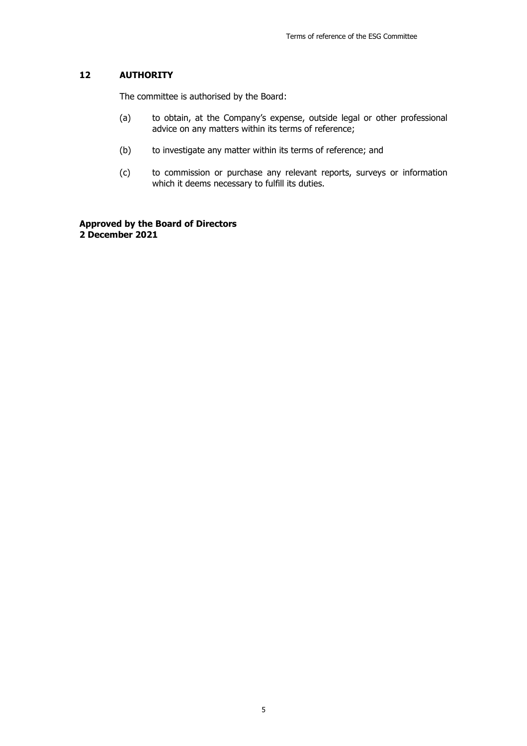## 12 AUTHORITY

The committee is authorised by the Board:

(a) to obtain, at the Company's expense, outside legal or other professional advice on any matters within its terms of reference;

(b) to investigate any matter within its terms of reference; and

(c) to commission or purchase any relevant reports, surveys or information which it deems necessary to fulfill its duties.

**Approved by the Board of Directors**
**2 December 2021**